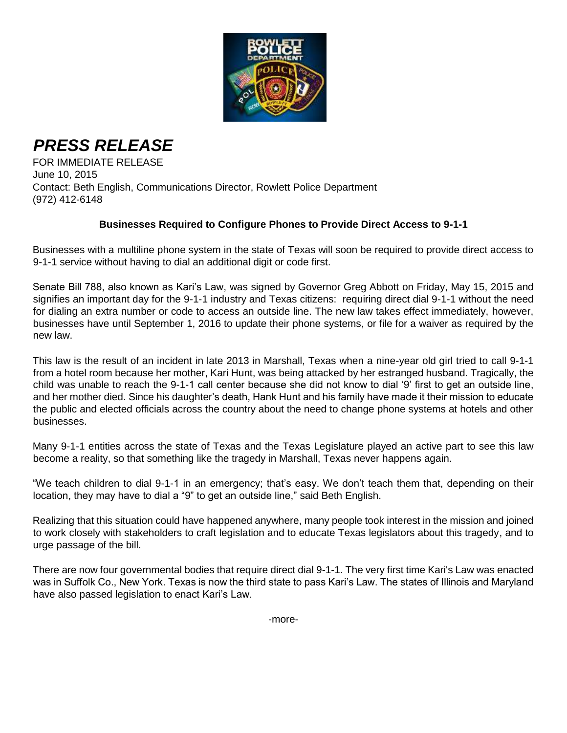# *PRESS RELEASE*

FOR IMMEDIATE RELEASE
June 10, 2015
Contact: Beth English, Communications Director, Rowlett Police Department
(972) 412-6148

**Businesses Required to Configure Phones to Provide Direct Access to 9-1-1**

Businesses with a multiline phone system in the state of Texas will soon be required to provide direct access to 9-1-1 service without having to dial an additional digit or code first.

Senate Bill 788, also known as Kari's Law, was signed by Governor Greg Abbott on Friday, May 15, 2015 and signifies an important day for the 9-1-1 industry and Texas citizens: requiring direct dial 9-1-1 without the need for dialing an extra number or code to access an outside line. The new law takes effect immediately, however, businesses have until September 1, 2016 to update their phone systems, or file for a waiver as required by the new law.

This law is the result of an incident in late 2013 in Marshall, Texas when a nine-year old girl tried to call 9-1-1 from a hotel room because her mother, Kari Hunt, was being attacked by her estranged husband. Tragically, the child was unable to reach the 9-1-1 call center because she did not know to dial '9' first to get an outside line, and her mother died. Since his daughter's death, Hank Hunt and his family have made it their mission to educate the public and elected officials across the country about the need to change phone systems at hotels and other businesses.

Many 9-1-1 entities across the state of Texas and the Texas Legislature played an active part to see this law become a reality, so that something like the tragedy in Marshall, Texas never happens again.

"We teach children to dial 9-1-1 in an emergency; that's easy. We don't teach them that, depending on their location, they may have to dial a "9" to get an outside line," said Beth English.

Realizing that this situation could have happened anywhere, many people took interest in the mission and joined to work closely with stakeholders to craft legislation and to educate Texas legislators about this tragedy, and to urge passage of the bill.

There are now four governmental bodies that require direct dial 9-1-1. The very first time Kari's Law was enacted was in Suffolk Co., New York. Texas is now the third state to pass Kari's Law. The states of Illinois and Maryland have also passed legislation to enact Kari's Law.

-more-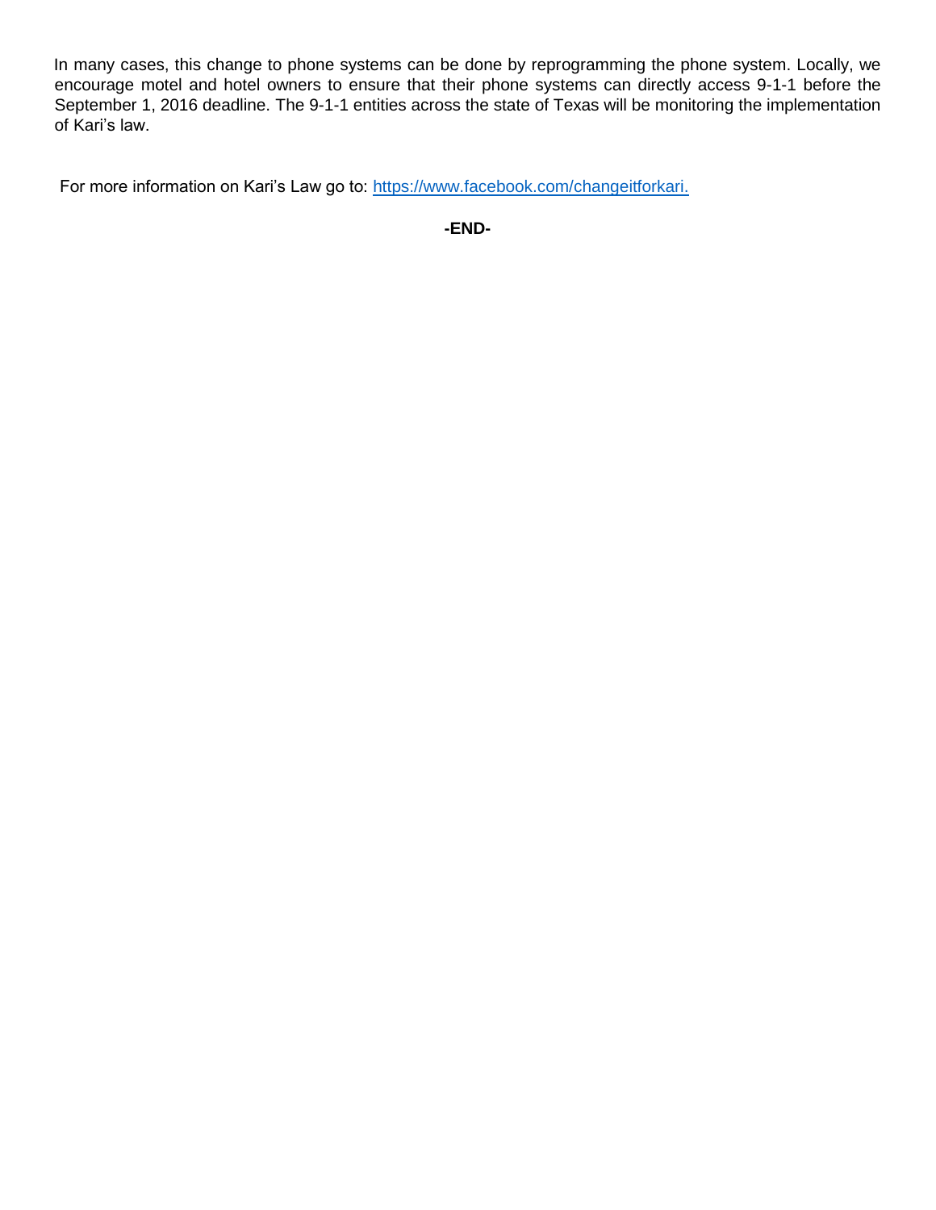In many cases, this change to phone systems can be done by reprogramming the phone system. Locally, we encourage motel and hotel owners to ensure that their phone systems can directly access 9-1-1 before the September 1, 2016 deadline. The 9-1-1 entities across the state of Texas will be monitoring the implementation of Kari's law.

For more information on Kari's Law go to: https://www.facebook.com/changeitforkari.

**-END-**